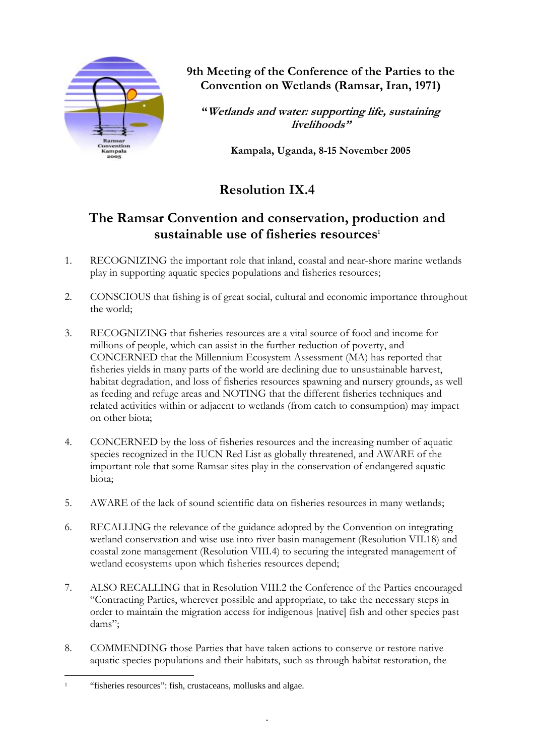**9th Meeting of the Conference of the Parties to the Convention on Wetlands (Ramsar, Iran, 1971)**

**"*Wetlands and water: supporting life, sustaining livelihoods*"**

**Kampala, Uganda, 8-15 November 2005**

# Resolution IX.4

## The Ramsar Convention and conservation, production and sustainable use of fisheries resources[1]

1. RECOGNIZING the important role that inland, coastal and near-shore marine wetlands play in supporting aquatic species populations and fisheries resources;

2. CONSCIOUS that fishing is of great social, cultural and economic importance throughout the world;

3. RECOGNIZING that fisheries resources are a vital source of food and income for millions of people, which can assist in the further reduction of poverty, and CONCERNED that the Millennium Ecosystem Assessment (MA) has reported that fisheries yields in many parts of the world are declining due to unsustainable harvest, habitat degradation, and loss of fisheries resources spawning and nursery grounds, as well as feeding and refuge areas and NOTING that the different fisheries techniques and related activities within or adjacent to wetlands (from catch to consumption) may impact on other biota;

4. CONCERNED by the loss of fisheries resources and the increasing number of aquatic species recognized in the IUCN Red List as globally threatened, and AWARE of the important role that some Ramsar sites play in the conservation of endangered aquatic biota;

5. AWARE of the lack of sound scientific data on fisheries resources in many wetlands;

6. RECALLING the relevance of the guidance adopted by the Convention on integrating wetland conservation and wise use into river basin management (Resolution VII.18) and coastal zone management (Resolution VIII.4) to securing the integrated management of wetland ecosystems upon which fisheries resources depend;

7. ALSO RECALLING that in Resolution VIII.2 the Conference of the Parties encouraged "Contracting Parties, wherever possible and appropriate, to take the necessary steps in order to maintain the migration access for indigenous [native] fish and other species past dams";

8. COMMENDING those Parties that have taken actions to conserve or restore native aquatic species populations and their habitats, such as through habitat restoration, the

---

[1] "fisheries resources": fish, crustaceans, mollusks and algae.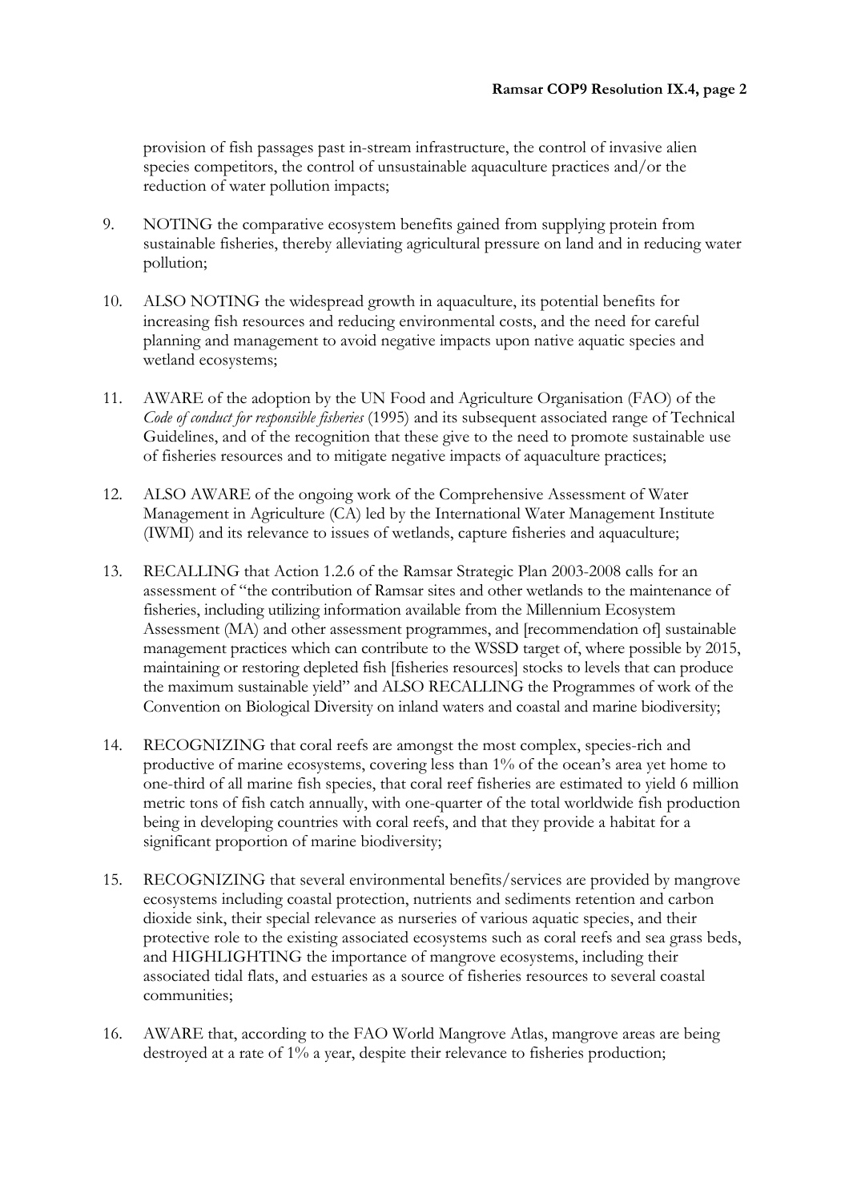provision of fish passages past in-stream infrastructure, the control of invasive alien species competitors, the control of unsustainable aquaculture practices and/or the reduction of water pollution impacts;

9. NOTING the comparative ecosystem benefits gained from supplying protein from sustainable fisheries, thereby alleviating agricultural pressure on land and in reducing water pollution;

10. ALSO NOTING the widespread growth in aquaculture, its potential benefits for increasing fish resources and reducing environmental costs, and the need for careful planning and management to avoid negative impacts upon native aquatic species and wetland ecosystems;

11. AWARE of the adoption by the UN Food and Agriculture Organisation (FAO) of the *Code of conduct for responsible fisheries* (1995) and its subsequent associated range of Technical Guidelines, and of the recognition that these give to the need to promote sustainable use of fisheries resources and to mitigate negative impacts of aquaculture practices;

12. ALSO AWARE of the ongoing work of the Comprehensive Assessment of Water Management in Agriculture (CA) led by the International Water Management Institute (IWMI) and its relevance to issues of wetlands, capture fisheries and aquaculture;

13. RECALLING that Action 1.2.6 of the Ramsar Strategic Plan 2003-2008 calls for an assessment of "the contribution of Ramsar sites and other wetlands to the maintenance of fisheries, including utilizing information available from the Millennium Ecosystem Assessment (MA) and other assessment programmes, and [recommendation of] sustainable management practices which can contribute to the WSSD target of, where possible by 2015, maintaining or restoring depleted fish [fisheries resources] stocks to levels that can produce the maximum sustainable yield" and ALSO RECALLING the Programmes of work of the Convention on Biological Diversity on inland waters and coastal and marine biodiversity;

14. RECOGNIZING that coral reefs are amongst the most complex, species-rich and productive of marine ecosystems, covering less than 1% of the ocean's area yet home to one-third of all marine fish species, that coral reef fisheries are estimated to yield 6 million metric tons of fish catch annually, with one-quarter of the total worldwide fish production being in developing countries with coral reefs, and that they provide a habitat for a significant proportion of marine biodiversity;

15. RECOGNIZING that several environmental benefits/services are provided by mangrove ecosystems including coastal protection, nutrients and sediments retention and carbon dioxide sink, their special relevance as nurseries of various aquatic species, and their protective role to the existing associated ecosystems such as coral reefs and sea grass beds, and HIGHLIGHTING the importance of mangrove ecosystems, including their associated tidal flats, and estuaries as a source of fisheries resources to several coastal communities;

16. AWARE that, according to the FAO World Mangrove Atlas, mangrove areas are being destroyed at a rate of 1% a year, despite their relevance to fisheries production;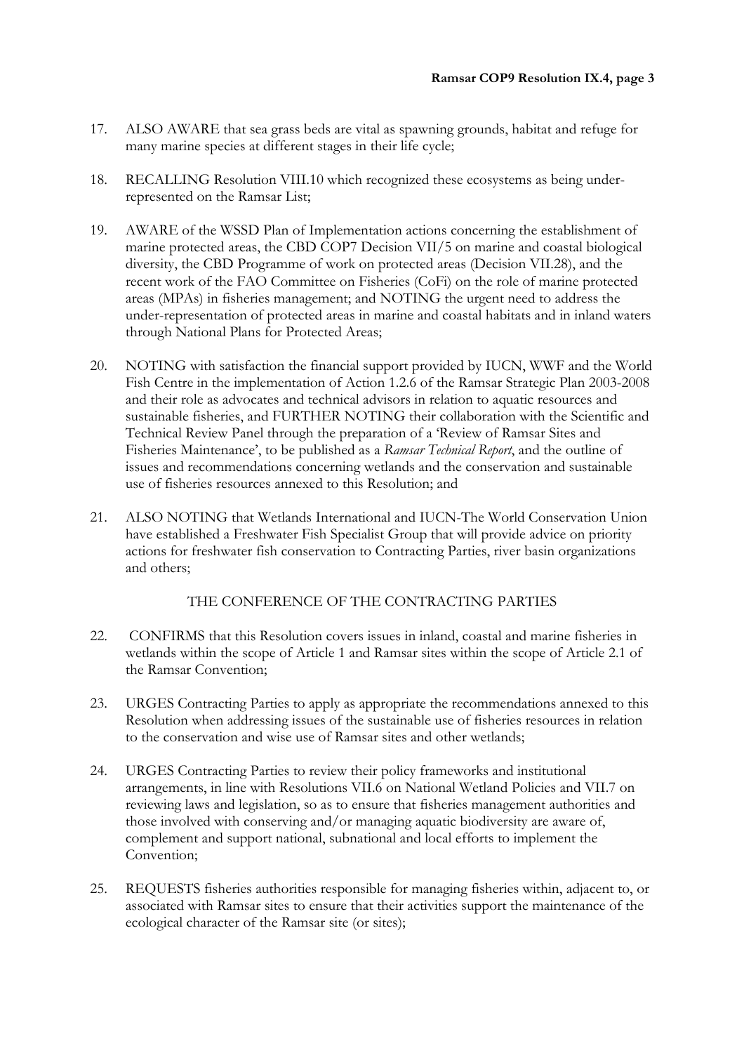17. ALSO AWARE that sea grass beds are vital as spawning grounds, habitat and refuge for many marine species at different stages in their life cycle;

18. RECALLING Resolution VIII.10 which recognized these ecosystems as being under-represented on the Ramsar List;

19. AWARE of the WSSD Plan of Implementation actions concerning the establishment of marine protected areas, the CBD COP7 Decision VII/5 on marine and coastal biological diversity, the CBD Programme of work on protected areas (Decision VII.28), and the recent work of the FAO Committee on Fisheries (CoFi) on the role of marine protected areas (MPAs) in fisheries management; and NOTING the urgent need to address the under-representation of protected areas in marine and coastal habitats and in inland waters through National Plans for Protected Areas;

20. NOTING with satisfaction the financial support provided by IUCN, WWF and the World Fish Centre in the implementation of Action 1.2.6 of the Ramsar Strategic Plan 2003-2008 and their role as advocates and technical advisors in relation to aquatic resources and sustainable fisheries, and FURTHER NOTING their collaboration with the Scientific and Technical Review Panel through the preparation of a 'Review of Ramsar Sites and Fisheries Maintenance', to be published as a *Ramsar Technical Report*, and the outline of issues and recommendations concerning wetlands and the conservation and sustainable use of fisheries resources annexed to this Resolution; and

21. ALSO NOTING that Wetlands International and IUCN-The World Conservation Union have established a Freshwater Fish Specialist Group that will provide advice on priority actions for freshwater fish conservation to Contracting Parties, river basin organizations and others;

THE CONFERENCE OF THE CONTRACTING PARTIES

22. CONFIRMS that this Resolution covers issues in inland, coastal and marine fisheries in wetlands within the scope of Article 1 and Ramsar sites within the scope of Article 2.1 of the Ramsar Convention;

23. URGES Contracting Parties to apply as appropriate the recommendations annexed to this Resolution when addressing issues of the sustainable use of fisheries resources in relation to the conservation and wise use of Ramsar sites and other wetlands;

24. URGES Contracting Parties to review their policy frameworks and institutional arrangements, in line with Resolutions VII.6 on National Wetland Policies and VII.7 on reviewing laws and legislation, so as to ensure that fisheries management authorities and those involved with conserving and/or managing aquatic biodiversity are aware of, complement and support national, subnational and local efforts to implement the Convention;

25. REQUESTS fisheries authorities responsible for managing fisheries within, adjacent to, or associated with Ramsar sites to ensure that their activities support the maintenance of the ecological character of the Ramsar site (or sites);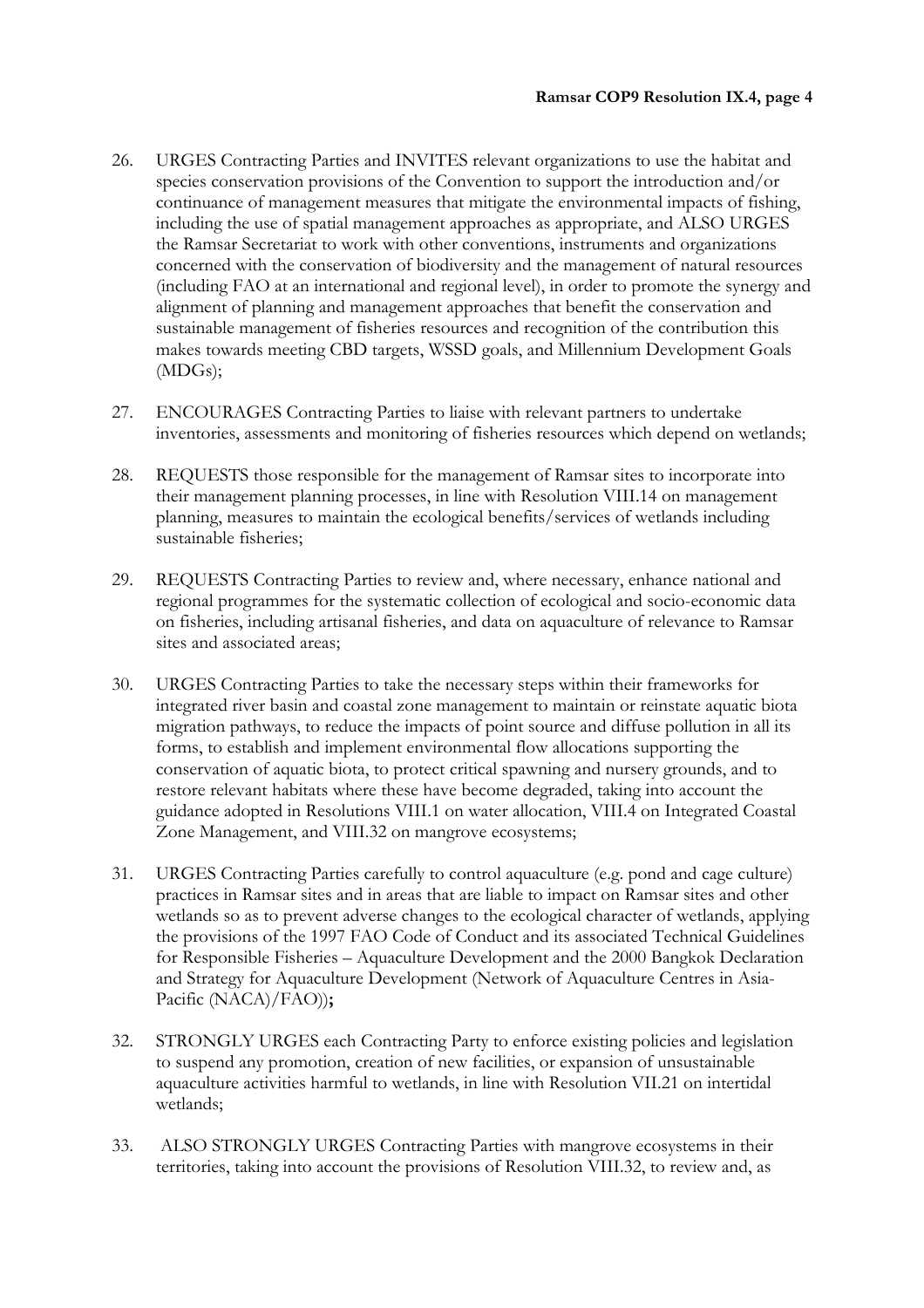26. URGES Contracting Parties and INVITES relevant organizations to use the habitat and species conservation provisions of the Convention to support the introduction and/or continuance of management measures that mitigate the environmental impacts of fishing, including the use of spatial management approaches as appropriate, and ALSO URGES the Ramsar Secretariat to work with other conventions, instruments and organizations concerned with the conservation of biodiversity and the management of natural resources (including FAO at an international and regional level), in order to promote the synergy and alignment of planning and management approaches that benefit the conservation and sustainable management of fisheries resources and recognition of the contribution this makes towards meeting CBD targets, WSSD goals, and Millennium Development Goals (MDGs);

27. ENCOURAGES Contracting Parties to liaise with relevant partners to undertake inventories, assessments and monitoring of fisheries resources which depend on wetlands;

28. REQUESTS those responsible for the management of Ramsar sites to incorporate into their management planning processes, in line with Resolution VIII.14 on management planning, measures to maintain the ecological benefits/services of wetlands including sustainable fisheries;

29. REQUESTS Contracting Parties to review and, where necessary, enhance national and regional programmes for the systematic collection of ecological and socio-economic data on fisheries, including artisanal fisheries, and data on aquaculture of relevance to Ramsar sites and associated areas;

30. URGES Contracting Parties to take the necessary steps within their frameworks for integrated river basin and coastal zone management to maintain or reinstate aquatic biota migration pathways, to reduce the impacts of point source and diffuse pollution in all its forms, to establish and implement environmental flow allocations supporting the conservation of aquatic biota, to protect critical spawning and nursery grounds, and to restore relevant habitats where these have become degraded, taking into account the guidance adopted in Resolutions VIII.1 on water allocation, VIII.4 on Integrated Coastal Zone Management, and VIII.32 on mangrove ecosystems;

31. URGES Contracting Parties carefully to control aquaculture (e.g. pond and cage culture) practices in Ramsar sites and in areas that are liable to impact on Ramsar sites and other wetlands so as to prevent adverse changes to the ecological character of wetlands, applying the provisions of the 1997 FAO Code of Conduct and its associated Technical Guidelines for Responsible Fisheries – Aquaculture Development and the 2000 Bangkok Declaration and Strategy for Aquaculture Development (Network of Aquaculture Centres in Asia-Pacific (NACA)/FAO))**;**

32. STRONGLY URGES each Contracting Party to enforce existing policies and legislation to suspend any promotion, creation of new facilities, or expansion of unsustainable aquaculture activities harmful to wetlands, in line with Resolution VII.21 on intertidal wetlands;

33. ALSO STRONGLY URGES Contracting Parties with mangrove ecosystems in their territories, taking into account the provisions of Resolution VIII.32, to review and, as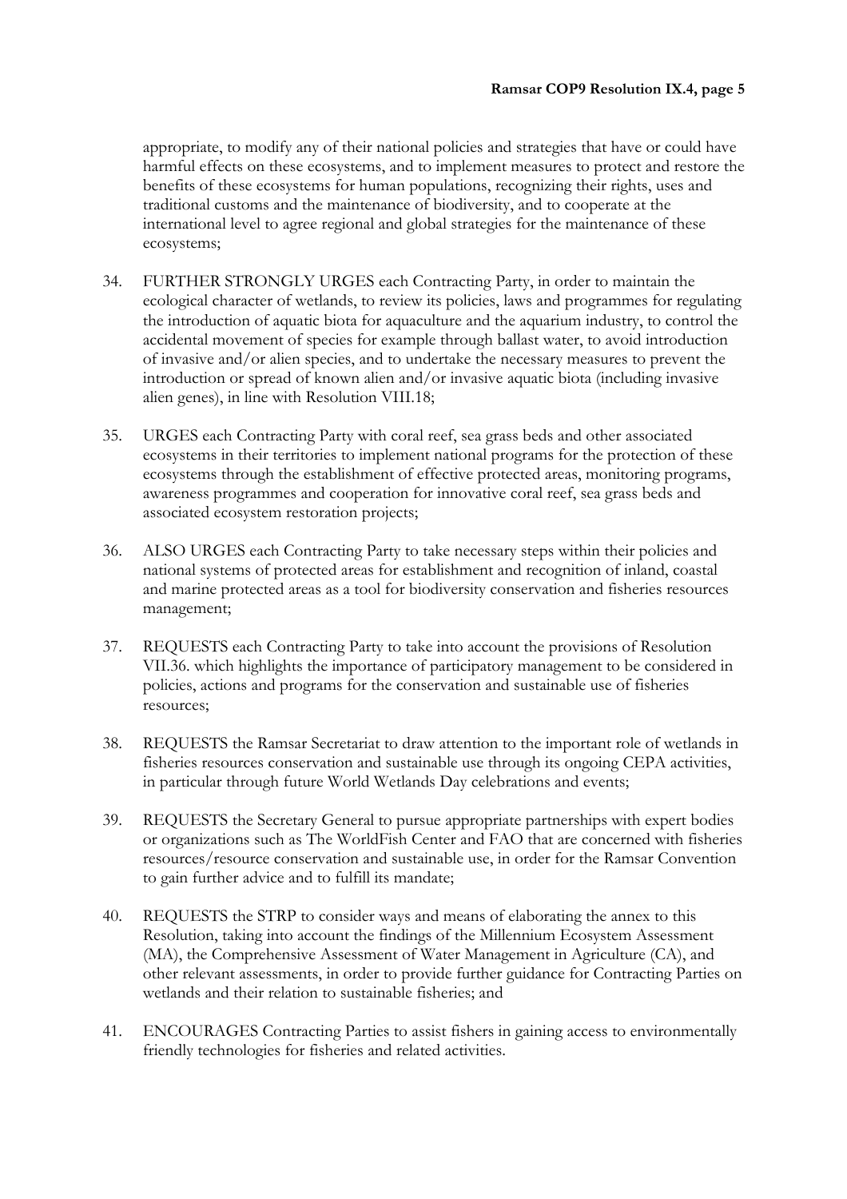appropriate, to modify any of their national policies and strategies that have or could have harmful effects on these ecosystems, and to implement measures to protect and restore the benefits of these ecosystems for human populations, recognizing their rights, uses and traditional customs and the maintenance of biodiversity, and to cooperate at the international level to agree regional and global strategies for the maintenance of these ecosystems;

34. FURTHER STRONGLY URGES each Contracting Party, in order to maintain the ecological character of wetlands, to review its policies, laws and programmes for regulating the introduction of aquatic biota for aquaculture and the aquarium industry, to control the accidental movement of species for example through ballast water, to avoid introduction of invasive and/or alien species, and to undertake the necessary measures to prevent the introduction or spread of known alien and/or invasive aquatic biota (including invasive alien genes), in line with Resolution VIII.18;

35. URGES each Contracting Party with coral reef, sea grass beds and other associated ecosystems in their territories to implement national programs for the protection of these ecosystems through the establishment of effective protected areas, monitoring programs, awareness programmes and cooperation for innovative coral reef, sea grass beds and associated ecosystem restoration projects;

36. ALSO URGES each Contracting Party to take necessary steps within their policies and national systems of protected areas for establishment and recognition of inland, coastal and marine protected areas as a tool for biodiversity conservation and fisheries resources management;

37. REQUESTS each Contracting Party to take into account the provisions of Resolution VII.36. which highlights the importance of participatory management to be considered in policies, actions and programs for the conservation and sustainable use of fisheries resources;

38. REQUESTS the Ramsar Secretariat to draw attention to the important role of wetlands in fisheries resources conservation and sustainable use through its ongoing CEPA activities, in particular through future World Wetlands Day celebrations and events;

39. REQUESTS the Secretary General to pursue appropriate partnerships with expert bodies or organizations such as The WorldFish Center and FAO that are concerned with fisheries resources/resource conservation and sustainable use, in order for the Ramsar Convention to gain further advice and to fulfill its mandate;

40. REQUESTS the STRP to consider ways and means of elaborating the annex to this Resolution, taking into account the findings of the Millennium Ecosystem Assessment (MA), the Comprehensive Assessment of Water Management in Agriculture (CA), and other relevant assessments, in order to provide further guidance for Contracting Parties on wetlands and their relation to sustainable fisheries; and

41. ENCOURAGES Contracting Parties to assist fishers in gaining access to environmentally friendly technologies for fisheries and related activities.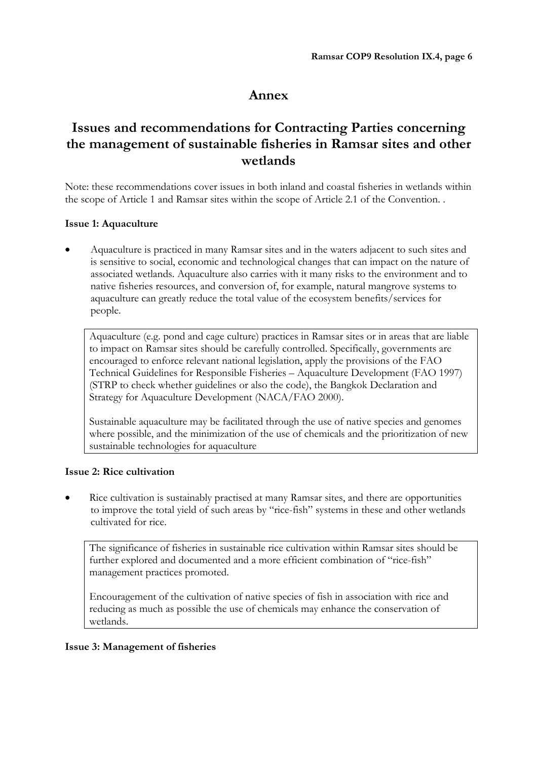# Annex

## Issues and recommendations for Contracting Parties concerning the management of sustainable fisheries in Ramsar sites and other wetlands

Note: these recommendations cover issues in both inland and coastal fisheries in wetlands within the scope of Article 1 and Ramsar sites within the scope of Article 2.1 of the Convention. .

**Issue 1: Aquaculture**

- Aquaculture is practiced in many Ramsar sites and in the waters adjacent to such sites and is sensitive to social, economic and technological changes that can impact on the nature of associated wetlands. Aquaculture also carries with it many risks to the environment and to native fisheries resources, and conversion of, for example, natural mangrove systems to aquaculture can greatly reduce the total value of the ecosystem benefits/services for people.

> Aquaculture (e.g. pond and cage culture) practices in Ramsar sites or in areas that are liable to impact on Ramsar sites should be carefully controlled. Specifically, governments are encouraged to enforce relevant national legislation, apply the provisions of the FAO Technical Guidelines for Responsible Fisheries – Aquaculture Development (FAO 1997) (STRP to check whether guidelines or also the code), the Bangkok Declaration and Strategy for Aquaculture Development (NACA/FAO 2000).
>
> Sustainable aquaculture may be facilitated through the use of native species and genomes where possible, and the minimization of the use of chemicals and the prioritization of new sustainable technologies for aquaculture

**Issue 2: Rice cultivation**

- Rice cultivation is sustainably practised at many Ramsar sites, and there are opportunities to improve the total yield of such areas by "rice-fish" systems in these and other wetlands cultivated for rice.

> The significance of fisheries in sustainable rice cultivation within Ramsar sites should be further explored and documented and a more efficient combination of "rice-fish" management practices promoted.
>
> Encouragement of the cultivation of native species of fish in association with rice and reducing as much as possible the use of chemicals may enhance the conservation of wetlands.

**Issue 3: Management of fisheries**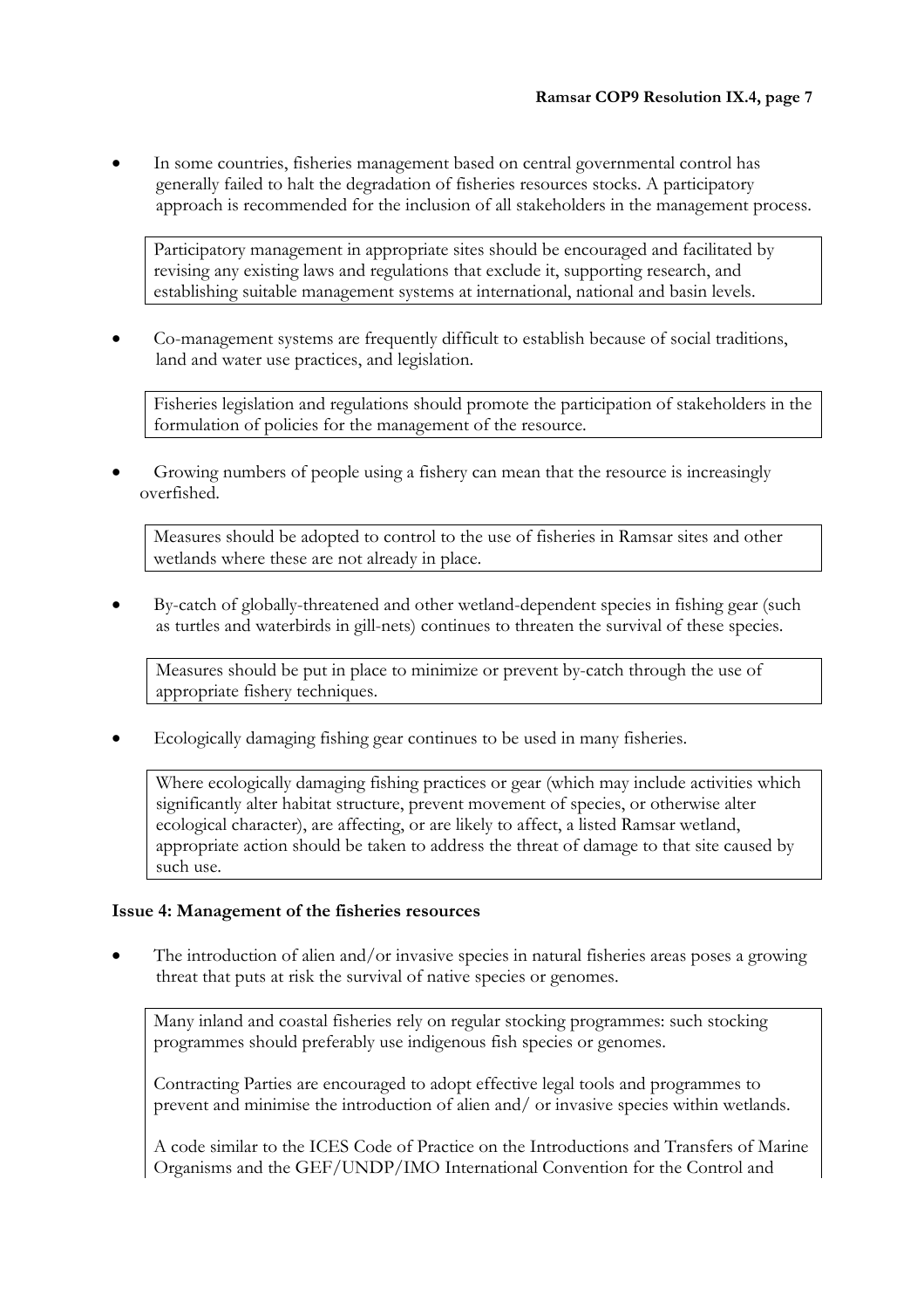- In some countries, fisheries management based on central governmental control has generally failed to halt the degradation of fisheries resources stocks. A participatory approach is recommended for the inclusion of all stakeholders in the management process.

  > Participatory management in appropriate sites should be encouraged and facilitated by revising any existing laws and regulations that exclude it, supporting research, and establishing suitable management systems at international, national and basin levels.

- Co-management systems are frequently difficult to establish because of social traditions, land and water use practices, and legislation.

  > Fisheries legislation and regulations should promote the participation of stakeholders in the formulation of policies for the management of the resource.

- Growing numbers of people using a fishery can mean that the resource is increasingly overfished.

  > Measures should be adopted to control to the use of fisheries in Ramsar sites and other wetlands where these are not already in place.

- By-catch of globally-threatened and other wetland-dependent species in fishing gear (such as turtles and waterbirds in gill-nets) continues to threaten the survival of these species.

  > Measures should be put in place to minimize or prevent by-catch through the use of appropriate fishery techniques.

- Ecologically damaging fishing gear continues to be used in many fisheries.

  > Where ecologically damaging fishing practices or gear (which may include activities which significantly alter habitat structure, prevent movement of species, or otherwise alter ecological character), are affecting, or are likely to affect, a listed Ramsar wetland, appropriate action should be taken to address the threat of damage to that site caused by such use.

**Issue 4: Management of the fisheries resources**

- The introduction of alien and/or invasive species in natural fisheries areas poses a growing threat that puts at risk the survival of native species or genomes.

  > Many inland and coastal fisheries rely on regular stocking programmes: such stocking programmes should preferably use indigenous fish species or genomes.
  >
  > Contracting Parties are encouraged to adopt effective legal tools and programmes to prevent and minimise the introduction of alien and/ or invasive species within wetlands.
  >
  > A code similar to the ICES Code of Practice on the Introductions and Transfers of Marine Organisms and the GEF/UNDP/IMO International Convention for the Control and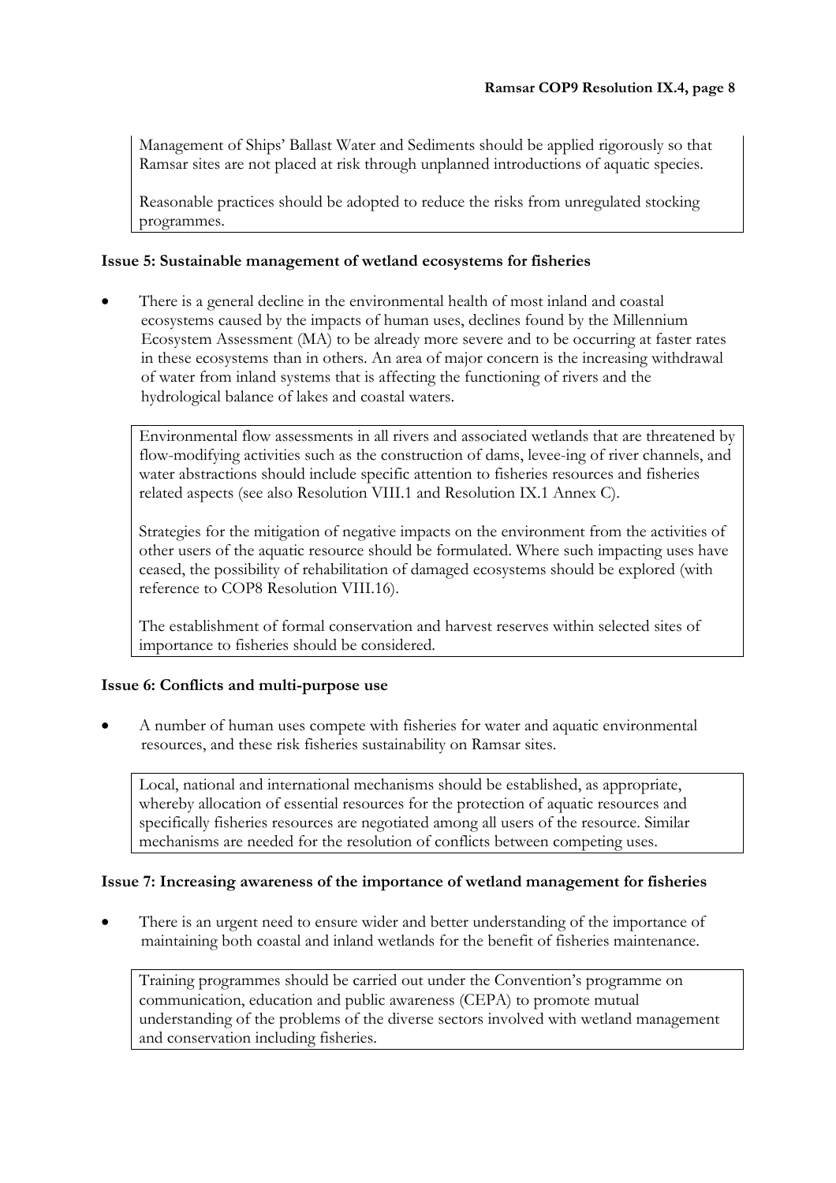Management of Ships' Ballast Water and Sediments should be applied rigorously so that Ramsar sites are not placed at risk through unplanned introductions of aquatic species.

Reasonable practices should be adopted to reduce the risks from unregulated stocking programmes.

**Issue 5: Sustainable management of wetland ecosystems for fisheries**

- There is a general decline in the environmental health of most inland and coastal ecosystems caused by the impacts of human uses, declines found by the Millennium Ecosystem Assessment (MA) to be already more severe and to be occurring at faster rates in these ecosystems than in others. An area of major concern is the increasing withdrawal of water from inland systems that is affecting the functioning of rivers and the hydrological balance of lakes and coastal waters.

Environmental flow assessments in all rivers and associated wetlands that are threatened by flow-modifying activities such as the construction of dams, levee-ing of river channels, and water abstractions should include specific attention to fisheries resources and fisheries related aspects (see also Resolution VIII.1 and Resolution IX.1 Annex C).

Strategies for the mitigation of negative impacts on the environment from the activities of other users of the aquatic resource should be formulated. Where such impacting uses have ceased, the possibility of rehabilitation of damaged ecosystems should be explored (with reference to COP8 Resolution VIII.16).

The establishment of formal conservation and harvest reserves within selected sites of importance to fisheries should be considered.

**Issue 6: Conflicts and multi-purpose use**

- A number of human uses compete with fisheries for water and aquatic environmental resources, and these risk fisheries sustainability on Ramsar sites.

Local, national and international mechanisms should be established, as appropriate, whereby allocation of essential resources for the protection of aquatic resources and specifically fisheries resources are negotiated among all users of the resource. Similar mechanisms are needed for the resolution of conflicts between competing uses.

**Issue 7: Increasing awareness of the importance of wetland management for fisheries**

- There is an urgent need to ensure wider and better understanding of the importance of maintaining both coastal and inland wetlands for the benefit of fisheries maintenance.

Training programmes should be carried out under the Convention's programme on communication, education and public awareness (CEPA) to promote mutual understanding of the problems of the diverse sectors involved with wetland management and conservation including fisheries.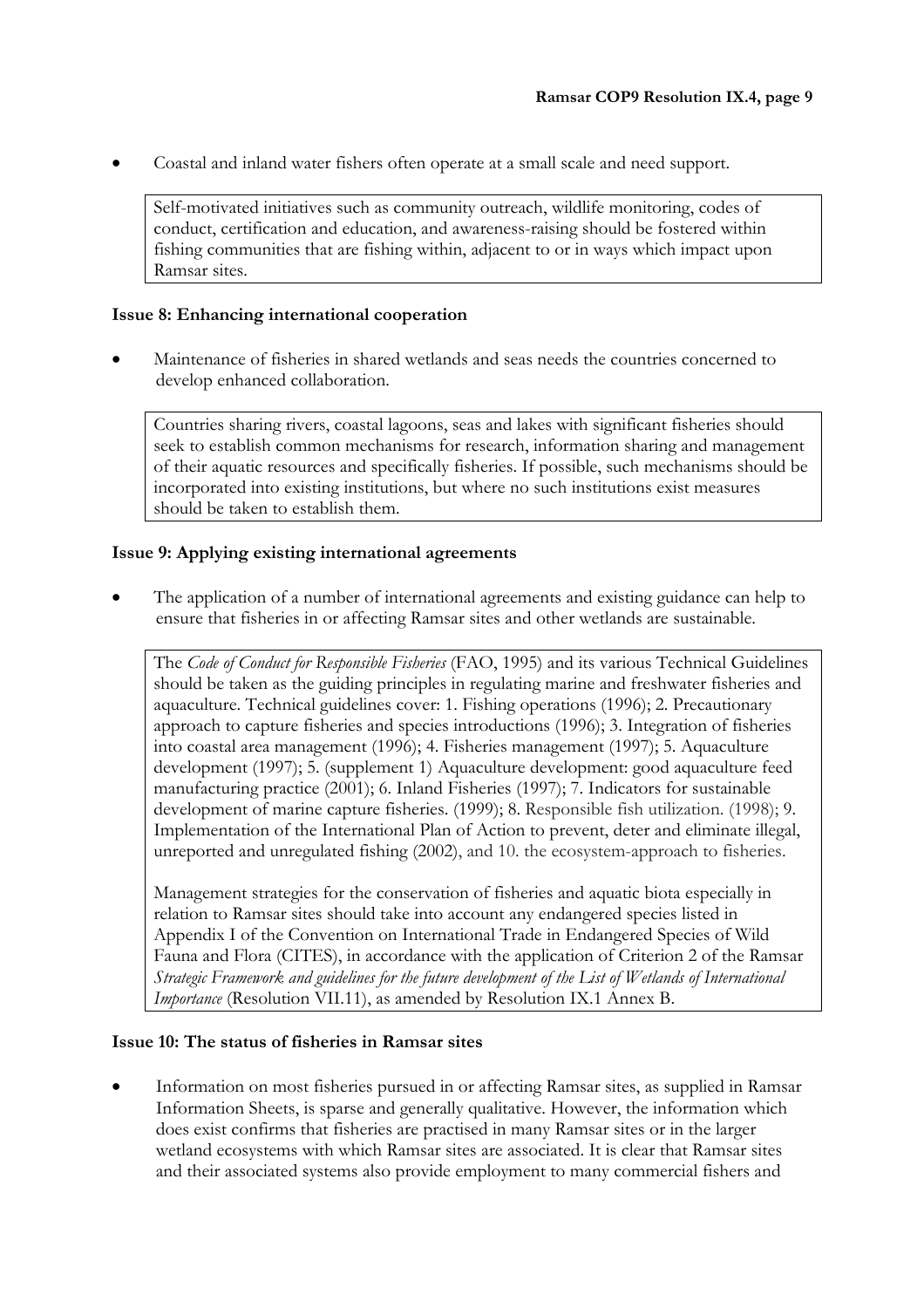- Coastal and inland water fishers often operate at a small scale and need support.

> Self-motivated initiatives such as community outreach, wildlife monitoring, codes of conduct, certification and education, and awareness-raising should be fostered within fishing communities that are fishing within, adjacent to or in ways which impact upon Ramsar sites.

**Issue 8: Enhancing international cooperation**

- Maintenance of fisheries in shared wetlands and seas needs the countries concerned to develop enhanced collaboration.

> Countries sharing rivers, coastal lagoons, seas and lakes with significant fisheries should seek to establish common mechanisms for research, information sharing and management of their aquatic resources and specifically fisheries. If possible, such mechanisms should be incorporated into existing institutions, but where no such institutions exist measures should be taken to establish them.

**Issue 9: Applying existing international agreements**

- The application of a number of international agreements and existing guidance can help to ensure that fisheries in or affecting Ramsar sites and other wetlands are sustainable.

> The *Code of Conduct for Responsible Fisheries* (FAO, 1995) and its various Technical Guidelines should be taken as the guiding principles in regulating marine and freshwater fisheries and aquaculture. Technical guidelines cover: 1. Fishing operations (1996); 2. Precautionary approach to capture fisheries and species introductions (1996); 3. Integration of fisheries into coastal area management (1996); 4. Fisheries management (1997); 5. Aquaculture development (1997); 5. (supplement 1) Aquaculture development: good aquaculture feed manufacturing practice (2001); 6. Inland Fisheries (1997); 7. Indicators for sustainable development of marine capture fisheries. (1999); 8. Responsible fish utilization. (1998); 9. Implementation of the International Plan of Action to prevent, deter and eliminate illegal, unreported and unregulated fishing (2002), and 10. the ecosystem-approach to fisheries.
>
> Management strategies for the conservation of fisheries and aquatic biota especially in relation to Ramsar sites should take into account any endangered species listed in Appendix I of the Convention on International Trade in Endangered Species of Wild Fauna and Flora (CITES), in accordance with the application of Criterion 2 of the Ramsar *Strategic Framework and guidelines for the future development of the List of Wetlands of International Importance* (Resolution VII.11), as amended by Resolution IX.1 Annex B.

**Issue 10: The status of fisheries in Ramsar sites**

- Information on most fisheries pursued in or affecting Ramsar sites, as supplied in Ramsar Information Sheets, is sparse and generally qualitative. However, the information which does exist confirms that fisheries are practised in many Ramsar sites or in the larger wetland ecosystems with which Ramsar sites are associated. It is clear that Ramsar sites and their associated systems also provide employment to many commercial fishers and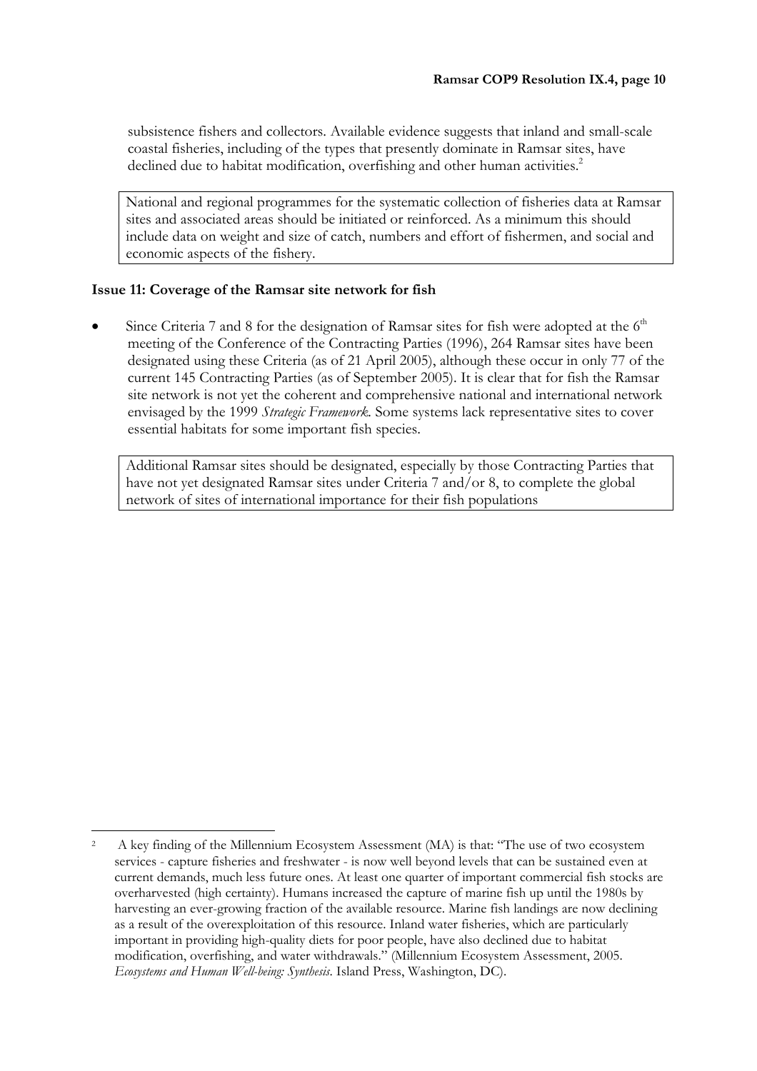subsistence fishers and collectors. Available evidence suggests that inland and small-scale coastal fisheries, including of the types that presently dominate in Ramsar sites, have declined due to habitat modification, overfishing and other human activities.[2]

> National and regional programmes for the systematic collection of fisheries data at Ramsar sites and associated areas should be initiated or reinforced. As a minimum this should include data on weight and size of catch, numbers and effort of fishermen, and social and economic aspects of the fishery.

**Issue 11: Coverage of the Ramsar site network for fish**

- Since Criteria 7 and 8 for the designation of Ramsar sites for fish were adopted at the 6th meeting of the Conference of the Contracting Parties (1996), 264 Ramsar sites have been designated using these Criteria (as of 21 April 2005), although these occur in only 77 of the current 145 Contracting Parties (as of September 2005). It is clear that for fish the Ramsar site network is not yet the coherent and comprehensive national and international network envisaged by the 1999 *Strategic Framework*. Some systems lack representative sites to cover essential habitats for some important fish species.

> Additional Ramsar sites should be designated, especially by those Contracting Parties that have not yet designated Ramsar sites under Criteria 7 and/or 8, to complete the global network of sites of international importance for their fish populations

---

[2] A key finding of the Millennium Ecosystem Assessment (MA) is that: "The use of two ecosystem services - capture fisheries and freshwater - is now well beyond levels that can be sustained even at current demands, much less future ones. At least one quarter of important commercial fish stocks are overharvested (high certainty). Humans increased the capture of marine fish up until the 1980s by harvesting an ever-growing fraction of the available resource. Marine fish landings are now declining as a result of the overexploitation of this resource. Inland water fisheries, which are particularly important in providing high-quality diets for poor people, have also declined due to habitat modification, overfishing, and water withdrawals." (Millennium Ecosystem Assessment, 2005. *Ecosystems and Human Well-being: Synthesis*. Island Press, Washington, DC).